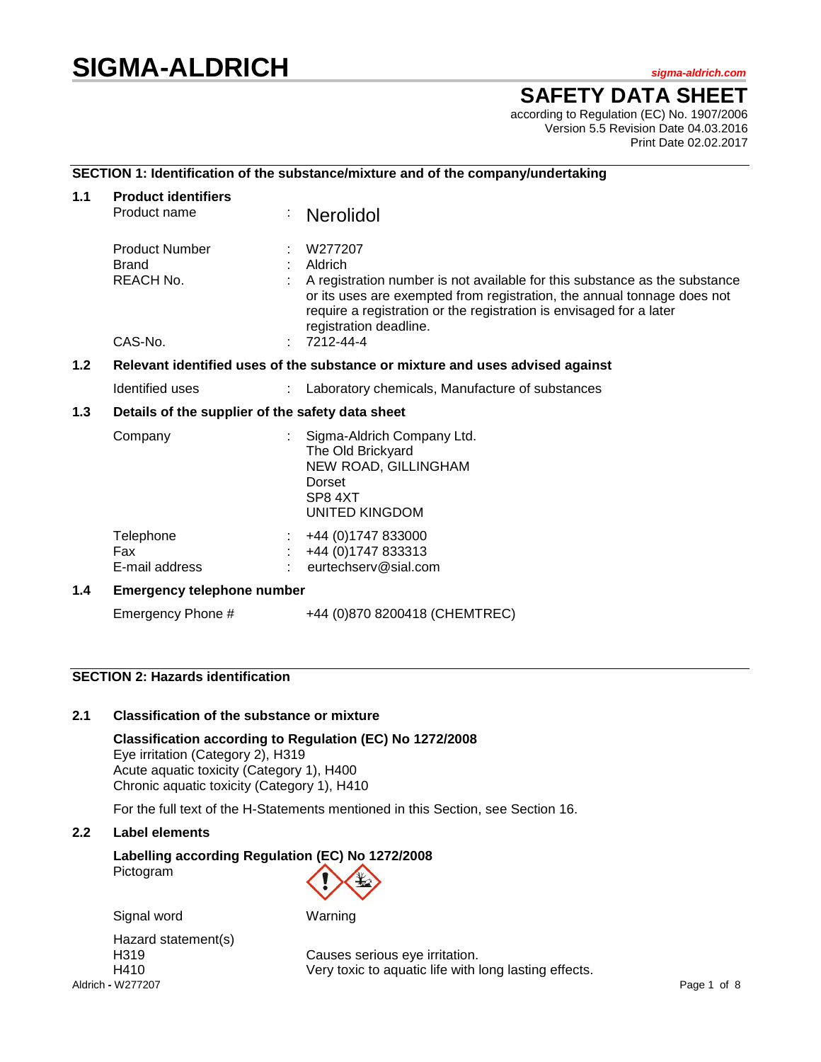# SIGMA-ALDRICH

sigma-aldrich.com

## SAFETY DATA SHEET

according to Regulation (EC) No. 1907/2006
Version 5.5 Revision Date 04.03.2016
Print Date 02.02.2017

### SECTION 1: Identification of the substance/mixture and of the company/undertaking

**1.1 Product identifiers**

| | | |
|---|---|---|
| Product name | : | Nerolidol |
| Product Number | : | W277207 |
| Brand | : | Aldrich |
| REACH No. | : | A registration number is not available for this substance as the substance or its uses are exempted from registration, the annual tonnage does not require a registration or the registration is envisaged for a later registration deadline. |
| CAS-No. | : | 7212-44-4 |

**1.2 Relevant identified uses of the substance or mixture and uses advised against**

| | | |
|---|---|---|
| Identified uses | : | Laboratory chemicals, Manufacture of substances |

**1.3 Details of the supplier of the safety data sheet**

| | | |
|---|---|---|
| Company | : | Sigma-Aldrich Company Ltd.<br>The Old Brickyard<br>NEW ROAD, GILLINGHAM<br>Dorset<br>SP8 4XT<br>UNITED KINGDOM |
| Telephone | : | +44 (0)1747 833000 |
| Fax | : | +44 (0)1747 833313 |
| E-mail address | : | eurtechserv@sial.com |

**1.4 Emergency telephone number**

Emergency Phone # +44 (0)870 8200418 (CHEMTREC)

### SECTION 2: Hazards identification

**2.1 Classification of the substance or mixture**

**Classification according to Regulation (EC) No 1272/2008**
Eye irritation (Category 2), H319
Acute aquatic toxicity (Category 1), H400
Chronic aquatic toxicity (Category 1), H410

For the full text of the H-Statements mentioned in this Section, see Section 16.

**2.2 Label elements**

**Labelling according Regulation (EC) No 1272/2008**
Pictogram

Signal word: Warning

Hazard statement(s)

| | |
|---|---|
| H319 | Causes serious eye irritation. |
| H410 | Very toxic to aquatic life with long lasting effects. |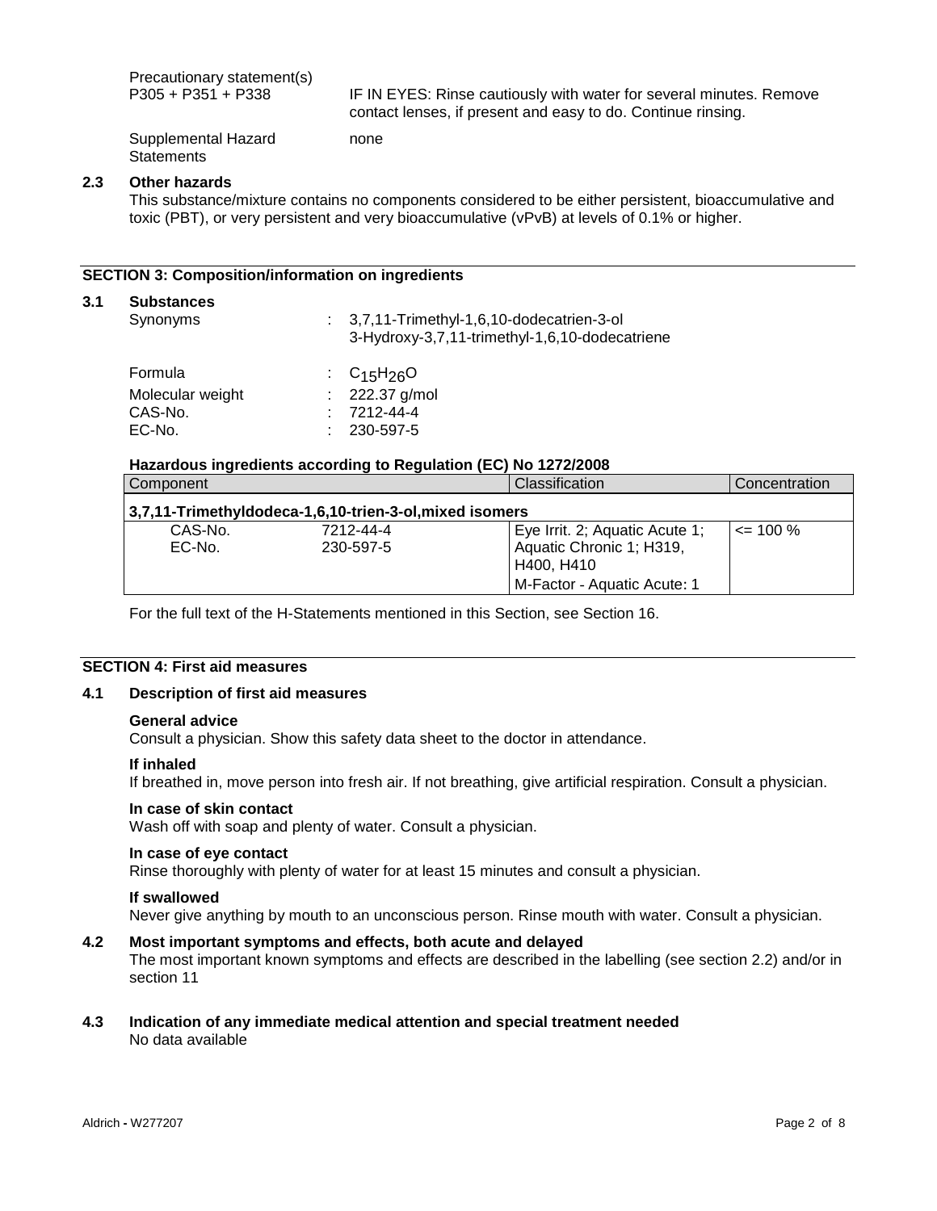Precautionary statement(s)

P305 + P351 + P338 — IF IN EYES: Rinse cautiously with water for several minutes. Remove contact lenses, if present and easy to do. Continue rinsing.

Supplemental Hazard Statements — none

### 2.3 Other hazards

This substance/mixture contains no components considered to be either persistent, bioaccumulative and toxic (PBT), or very persistent and very bioaccumulative (vPvB) at levels of 0.1% or higher.

## SECTION 3: Composition/information on ingredients

### 3.1 Substances

Synonyms : 3,7,11-Trimethyl-1,6,10-dodecatrien-3-ol
3-Hydroxy-3,7,11-trimethyl-1,6,10-dodecatriene

Formula : $C_{15}H_{26}O$
Molecular weight : 222.37 g/mol
CAS-No. : 7212-44-4
EC-No. : 230-597-5

**Hazardous ingredients according to Regulation (EC) No 1272/2008**

| Component | | Classification | Concentration |
|---|---|---|---|
| **3,7,11-Trimethyldodeca-1,6,10-trien-3-ol,mixed isomers** | | | |
| CAS-No.<br>EC-No. | 7212-44-4<br>230-597-5 | Eye Irrit. 2; Aquatic Acute 1; Aquatic Chronic 1; H319, H400, H410<br>M-Factor - Aquatic Acute: 1 | <= 100 % |

For the full text of the H-Statements mentioned in this Section, see Section 16.

## SECTION 4: First aid measures

### 4.1 Description of first aid measures

**General advice**
Consult a physician. Show this safety data sheet to the doctor in attendance.

**If inhaled**
If breathed in, move person into fresh air. If not breathing, give artificial respiration. Consult a physician.

**In case of skin contact**
Wash off with soap and plenty of water. Consult a physician.

**In case of eye contact**
Rinse thoroughly with plenty of water for at least 15 minutes and consult a physician.

**If swallowed**
Never give anything by mouth to an unconscious person. Rinse mouth with water. Consult a physician.

### 4.2 Most important symptoms and effects, both acute and delayed

The most important known symptoms and effects are described in the labelling (see section 2.2) and/or in section 11

### 4.3 Indication of any immediate medical attention and special treatment needed

No data available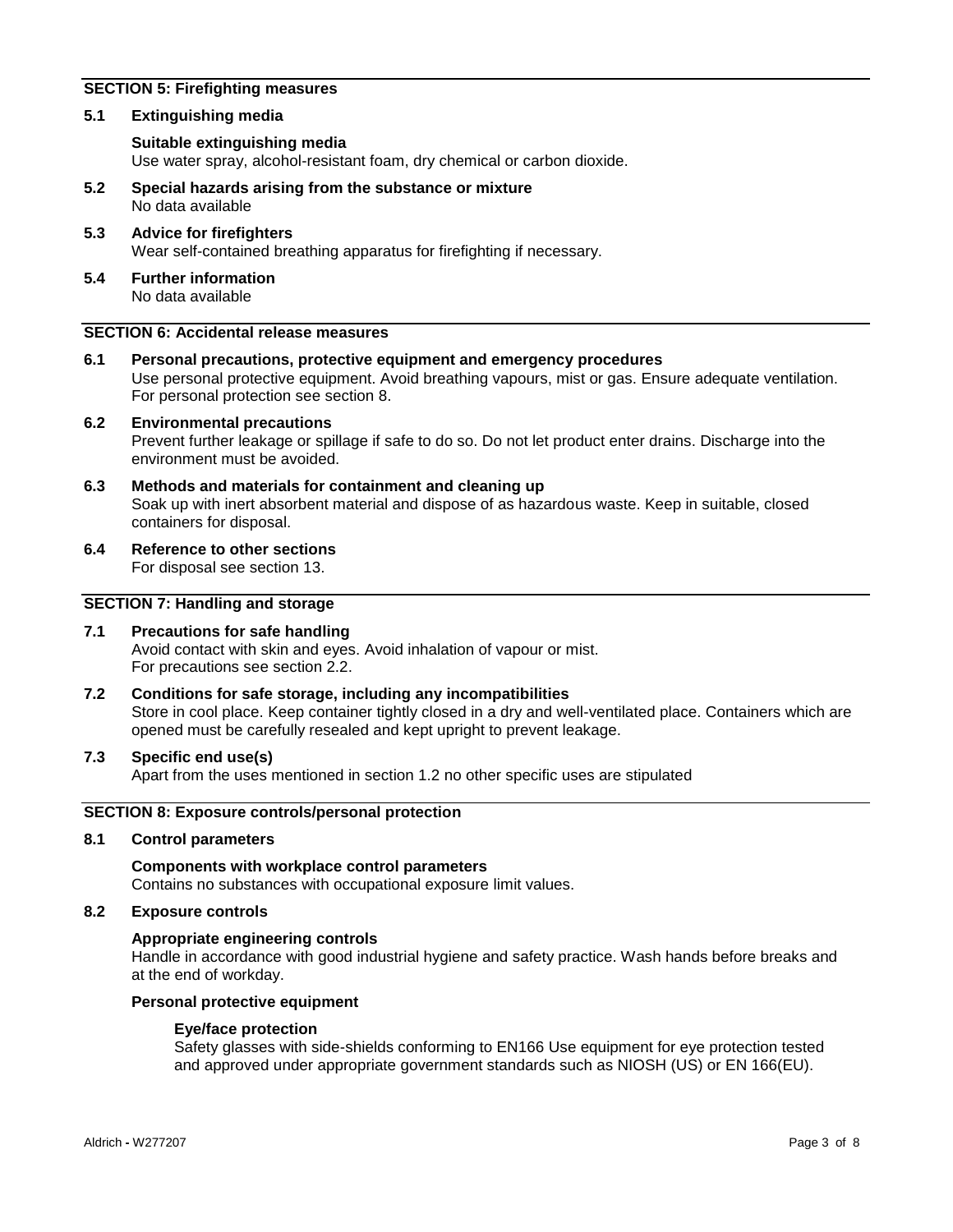## SECTION 5: Firefighting measures

### 5.1 Extinguishing media

**Suitable extinguishing media**
Use water spray, alcohol-resistant foam, dry chemical or carbon dioxide.

### 5.2 Special hazards arising from the substance or mixture
No data available

### 5.3 Advice for firefighters
Wear self-contained breathing apparatus for firefighting if necessary.

### 5.4 Further information
No data available

## SECTION 6: Accidental release measures

### 6.1 Personal precautions, protective equipment and emergency procedures
Use personal protective equipment. Avoid breathing vapours, mist or gas. Ensure adequate ventilation. For personal protection see section 8.

### 6.2 Environmental precautions
Prevent further leakage or spillage if safe to do so. Do not let product enter drains. Discharge into the environment must be avoided.

### 6.3 Methods and materials for containment and cleaning up
Soak up with inert absorbent material and dispose of as hazardous waste. Keep in suitable, closed containers for disposal.

### 6.4 Reference to other sections
For disposal see section 13.

## SECTION 7: Handling and storage

### 7.1 Precautions for safe handling
Avoid contact with skin and eyes. Avoid inhalation of vapour or mist.
For precautions see section 2.2.

### 7.2 Conditions for safe storage, including any incompatibilities
Store in cool place. Keep container tightly closed in a dry and well-ventilated place. Containers which are opened must be carefully resealed and kept upright to prevent leakage.

### 7.3 Specific end use(s)
Apart from the uses mentioned in section 1.2 no other specific uses are stipulated

## SECTION 8: Exposure controls/personal protection

### 8.1 Control parameters

**Components with workplace control parameters**
Contains no substances with occupational exposure limit values.

### 8.2 Exposure controls

**Appropriate engineering controls**
Handle in accordance with good industrial hygiene and safety practice. Wash hands before breaks and at the end of workday.

**Personal protective equipment**

**Eye/face protection**
Safety glasses with side-shields conforming to EN166 Use equipment for eye protection tested and approved under appropriate government standards such as NIOSH (US) or EN 166(EU).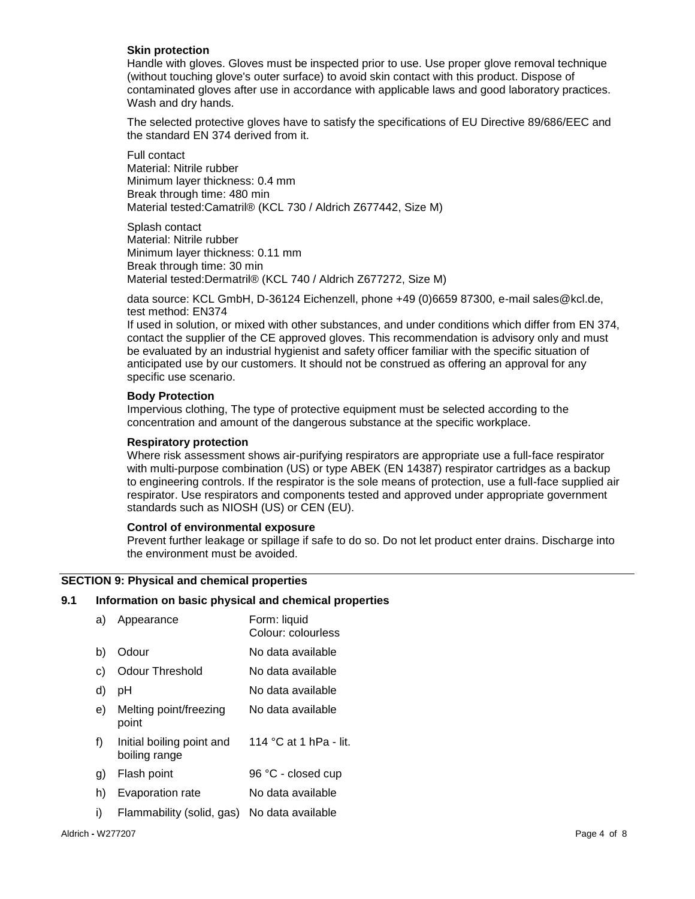**Skin protection**

Handle with gloves. Gloves must be inspected prior to use. Use proper glove removal technique (without touching glove's outer surface) to avoid skin contact with this product. Dispose of contaminated gloves after use in accordance with applicable laws and good laboratory practices. Wash and dry hands.

The selected protective gloves have to satisfy the specifications of EU Directive 89/686/EEC and the standard EN 374 derived from it.

Full contact
Material: Nitrile rubber
Minimum layer thickness: 0.4 mm
Break through time: 480 min
Material tested:Camatril® (KCL 730 / Aldrich Z677442, Size M)

Splash contact
Material: Nitrile rubber
Minimum layer thickness: 0.11 mm
Break through time: 30 min
Material tested:Dermatril® (KCL 740 / Aldrich Z677272, Size M)

data source: KCL GmbH, D-36124 Eichenzell, phone +49 (0)6659 87300, e-mail sales@kcl.de, test method: EN374
If used in solution, or mixed with other substances, and under conditions which differ from EN 374, contact the supplier of the CE approved gloves. This recommendation is advisory only and must be evaluated by an industrial hygienist and safety officer familiar with the specific situation of anticipated use by our customers. It should not be construed as offering an approval for any specific use scenario.

**Body Protection**

Impervious clothing, The type of protective equipment must be selected according to the concentration and amount of the dangerous substance at the specific workplace.

**Respiratory protection**

Where risk assessment shows air-purifying respirators are appropriate use a full-face respirator with multi-purpose combination (US) or type ABEK (EN 14387) respirator cartridges as a backup to engineering controls. If the respirator is the sole means of protection, use a full-face supplied air respirator. Use respirators and components tested and approved under appropriate government standards such as NIOSH (US) or CEN (EU).

**Control of environmental exposure**

Prevent further leakage or spillage if safe to do so. Do not let product enter drains. Discharge into the environment must be avoided.

## SECTION 9: Physical and chemical properties

### 9.1 Information on basic physical and chemical properties

| | | |
|---|---|---|
| a) | Appearance | Form: liquid<br>Colour: colourless |
| b) | Odour | No data available |
| c) | Odour Threshold | No data available |
| d) | pH | No data available |
| e) | Melting point/freezing point | No data available |
| f) | Initial boiling point and boiling range | 114 °C at 1 hPa - lit. |
| g) | Flash point | 96 °C - closed cup |
| h) | Evaporation rate | No data available |
| i) | Flammability (solid, gas) | No data available |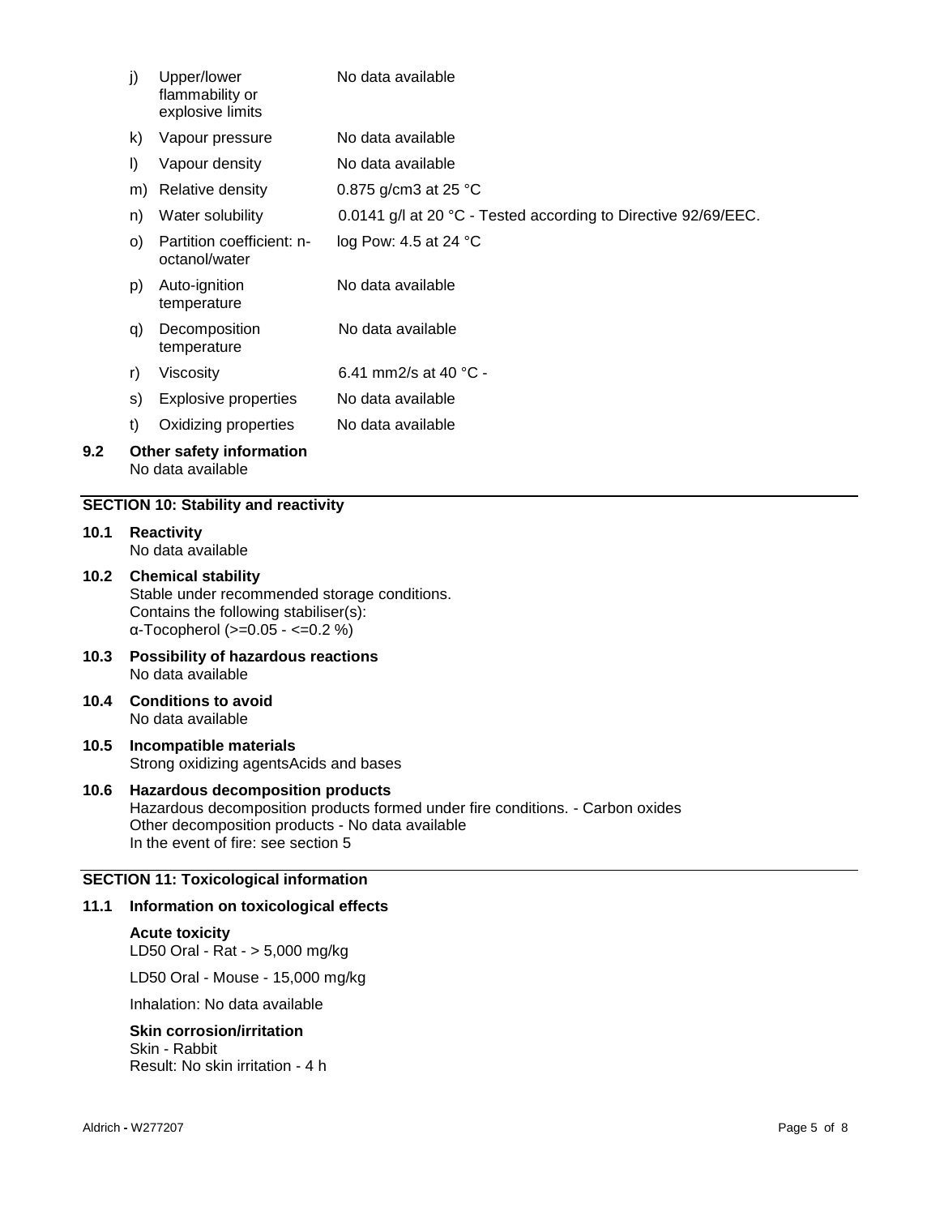| | | |
|---|---|---|
| j) | Upper/lower flammability or explosive limits | No data available |
| k) | Vapour pressure | No data available |
| l) | Vapour density | No data available |
| m) | Relative density | 0.875 g/cm3 at 25 °C |
| n) | Water solubility | 0.0141 g/l at 20 °C - Tested according to Directive 92/69/EEC. |
| o) | Partition coefficient: n-octanol/water | log Pow: 4.5 at 24 °C |
| p) | Auto-ignition temperature | No data available |
| q) | Decomposition temperature | No data available |
| r) | Viscosity | 6.41 mm2/s at 40 °C - |
| s) | Explosive properties | No data available |
| t) | Oxidizing properties | No data available |

**9.2 Other safety information**

No data available

## SECTION 10: Stability and reactivity

**10.1 Reactivity**

No data available

**10.2 Chemical stability**

Stable under recommended storage conditions.
Contains the following stabiliser(s):
α-Tocopherol (>=0.05 - <=0.2 %)

**10.3 Possibility of hazardous reactions**

No data available

**10.4 Conditions to avoid**

No data available

**10.5 Incompatible materials**

Strong oxidizing agentsAcids and bases

**10.6 Hazardous decomposition products**

Hazardous decomposition products formed under fire conditions. - Carbon oxides
Other decomposition products - No data available
In the event of fire: see section 5

## SECTION 11: Toxicological information

**11.1 Information on toxicological effects**

**Acute toxicity**

LD50 Oral - Rat - > 5,000 mg/kg

LD50 Oral - Mouse - 15,000 mg/kg

Inhalation: No data available

**Skin corrosion/irritation**

Skin - Rabbit
Result: No skin irritation - 4 h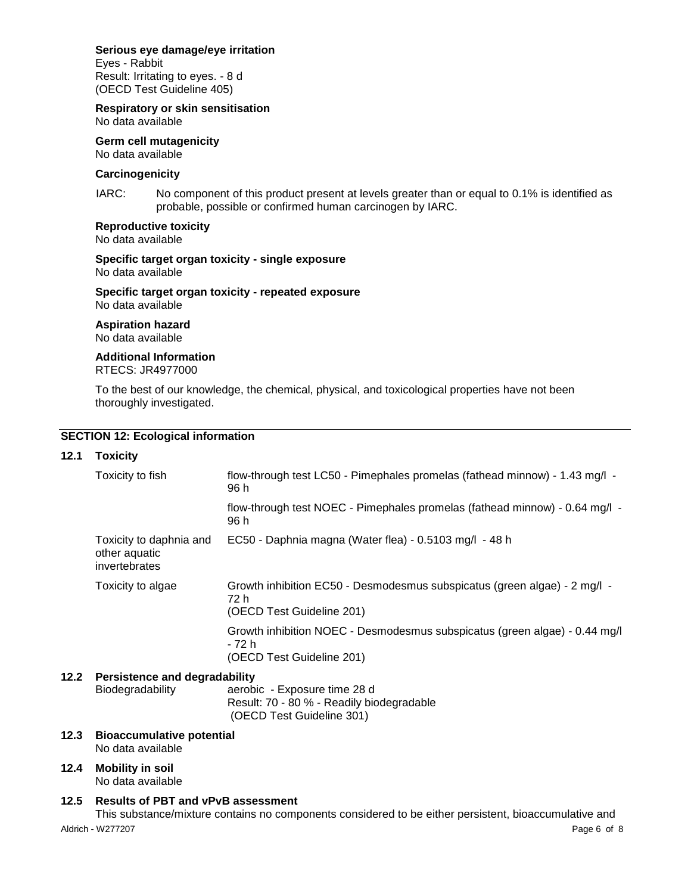**Serious eye damage/eye irritation**
Eyes - Rabbit
Result: Irritating to eyes. - 8 d
(OECD Test Guideline 405)

**Respiratory or skin sensitisation**
No data available

**Germ cell mutagenicity**
No data available

**Carcinogenicity**

IARC: No component of this product present at levels greater than or equal to 0.1% is identified as probable, possible or confirmed human carcinogen by IARC.

**Reproductive toxicity**
No data available

**Specific target organ toxicity - single exposure**
No data available

**Specific target organ toxicity - repeated exposure**
No data available

**Aspiration hazard**
No data available

**Additional Information**
RTECS: JR4977000

To the best of our knowledge, the chemical, physical, and toxicological properties have not been thoroughly investigated.

## SECTION 12: Ecological information

### 12.1 Toxicity

| | |
|---|---|
| Toxicity to fish | flow-through test LC50 - Pimephales promelas (fathead minnow) - 1.43 mg/l - 96 h |
| | flow-through test NOEC - Pimephales promelas (fathead minnow) - 0.64 mg/l - 96 h |
| Toxicity to daphnia and other aquatic invertebrates | EC50 - Daphnia magna (Water flea) - 0.5103 mg/l - 48 h |
| Toxicity to algae | Growth inhibition EC50 - Desmodesmus subspicatus (green algae) - 2 mg/l - 72 h (OECD Test Guideline 201) |
| | Growth inhibition NOEC - Desmodesmus subspicatus (green algae) - 0.44 mg/l - 72 h (OECD Test Guideline 201) |

### 12.2 Persistence and degradability

Biodegradability: aerobic - Exposure time 28 d
Result: 70 - 80 % - Readily biodegradable
(OECD Test Guideline 301)

### 12.3 Bioaccumulative potential

No data available

### 12.4 Mobility in soil

No data available

### 12.5 Results of PBT and vPvB assessment

This substance/mixture contains no components considered to be either persistent, bioaccumulative and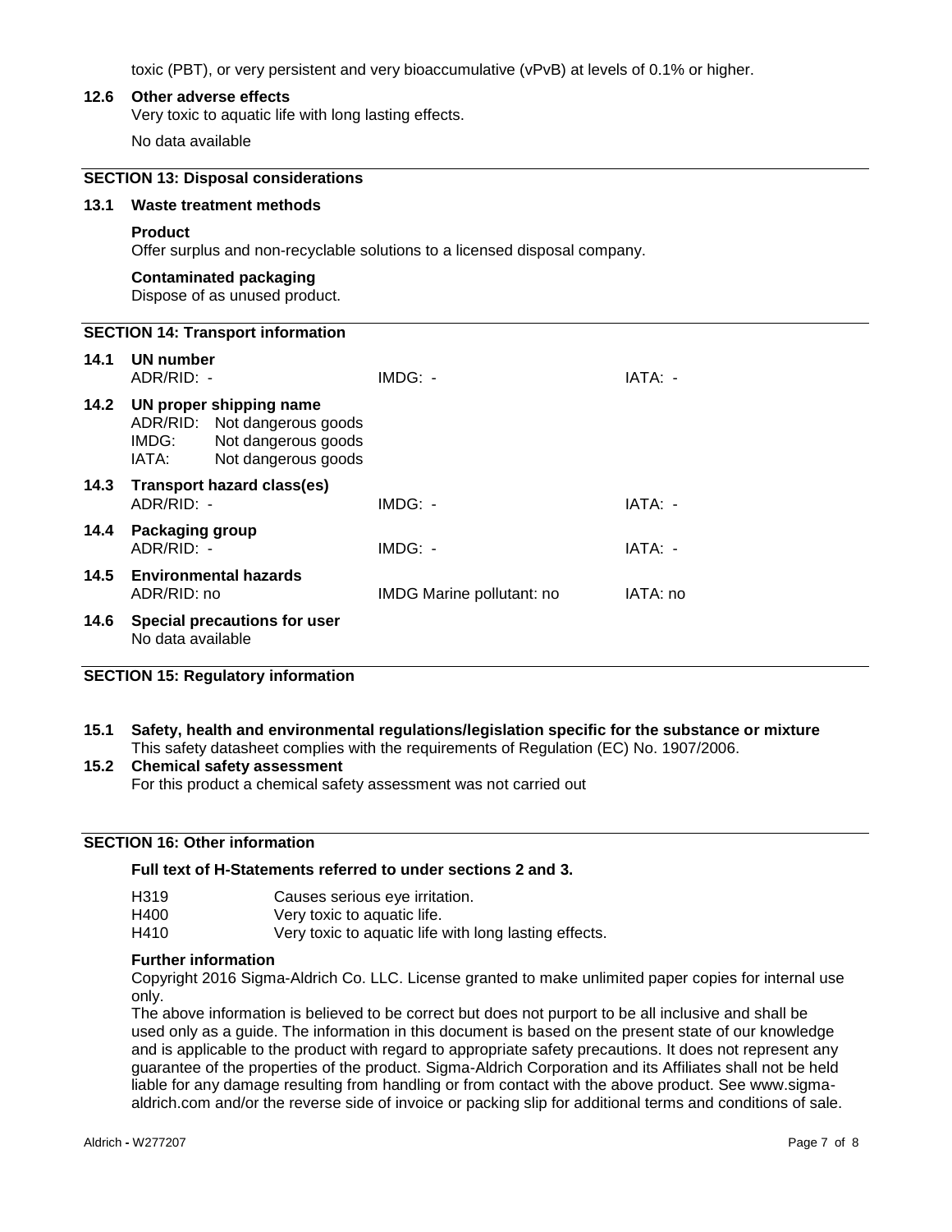toxic (PBT), or very persistent and very bioaccumulative (vPvB) at levels of 0.1% or higher.

### 12.6 Other adverse effects

Very toxic to aquatic life with long lasting effects.

No data available

## SECTION 13: Disposal considerations

### 13.1 Waste treatment methods

**Product**

Offer surplus and non-recyclable solutions to a licensed disposal company.

**Contaminated packaging**

Dispose of as unused product.

## SECTION 14: Transport information

### 14.1 UN number

| | | |
|---|---|---|
| ADR/RID: - | IMDG: - | IATA: - |

### 14.2 UN proper shipping name

| | |
|---|---|
| ADR/RID: | Not dangerous goods |
| IMDG: | Not dangerous goods |
| IATA: | Not dangerous goods |

### 14.3 Transport hazard class(es)

| | | |
|---|---|---|
| ADR/RID: - | IMDG: - | IATA: - |

### 14.4 Packaging group

| | | |
|---|---|---|
| ADR/RID: - | IMDG: - | IATA: - |

### 14.5 Environmental hazards

| | | |
|---|---|---|
| ADR/RID: no | IMDG Marine pollutant: no | IATA: no |

### 14.6 Special precautions for user

No data available

## SECTION 15: Regulatory information

### 15.1 Safety, health and environmental regulations/legislation specific for the substance or mixture

This safety datasheet complies with the requirements of Regulation (EC) No. 1907/2006.

### 15.2 Chemical safety assessment

For this product a chemical safety assessment was not carried out

## SECTION 16: Other information

**Full text of H-Statements referred to under sections 2 and 3.**

| | |
|---|---|
| H319 | Causes serious eye irritation. |
| H400 | Very toxic to aquatic life. |
| H410 | Very toxic to aquatic life with long lasting effects. |

**Further information**

Copyright 2016 Sigma-Aldrich Co. LLC. License granted to make unlimited paper copies for internal use only.

The above information is believed to be correct but does not purport to be all inclusive and shall be used only as a guide. The information in this document is based on the present state of our knowledge and is applicable to the product with regard to appropriate safety precautions. It does not represent any guarantee of the properties of the product. Sigma-Aldrich Corporation and its Affiliates shall not be held liable for any damage resulting from handling or from contact with the above product. See www.sigma-aldrich.com and/or the reverse side of invoice or packing slip for additional terms and conditions of sale.